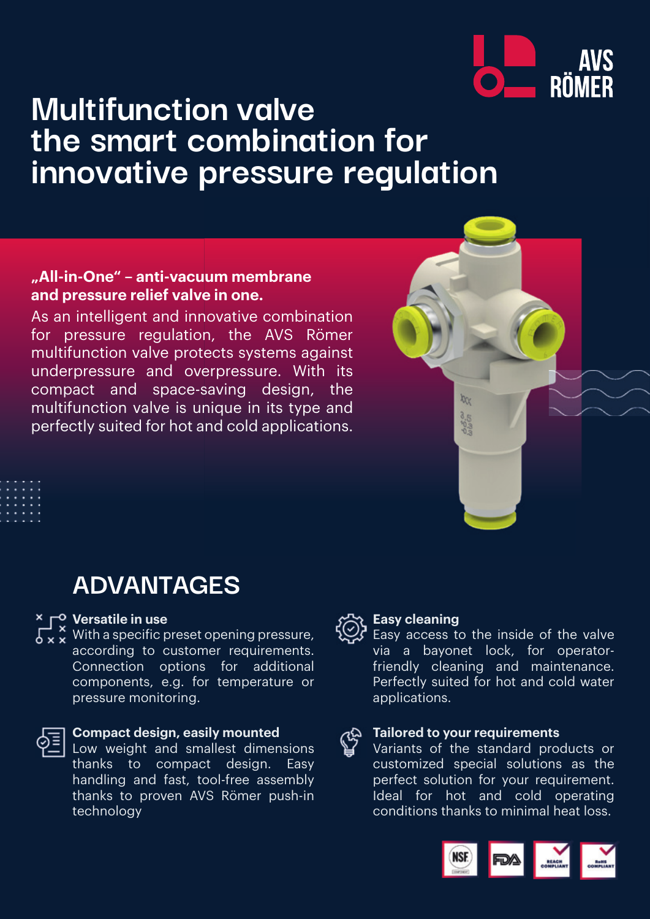AVS RÖMER

# Multifunction valve the smart combination for innovative pressure regulation

**„All-in-One“ – anti-vacuum membrane and pressure relief valve in one.**

As an intelligent and innovative combination for pressure regulation, the AVS Römer multifunction valve protects systems against underpressure and overpressure. With its compact and space-saving design, the multifunction valve is unique in its type and perfectly suited for hot and cold applications.

## ADVANTAGES

**Versatile in use**
With a specific preset opening pressure, according to customer requirements. Connection options for additional components, e.g. for temperature or pressure monitoring.

**Compact design, easily mounted**
Low weight and smallest dimensions thanks to compact design. Easy handling and fast, tool-free assembly thanks to proven AVS Römer push-in technology

**Easy cleaning**
Easy access to the inside of the valve via a bayonet lock, for operator-friendly cleaning and maintenance. Perfectly suited for hot and cold water applications.

**Tailored to your requirements**
Variants of the standard products or customized special solutions as the perfect solution for your requirement. Ideal for hot and cold operating conditions thanks to minimal heat loss.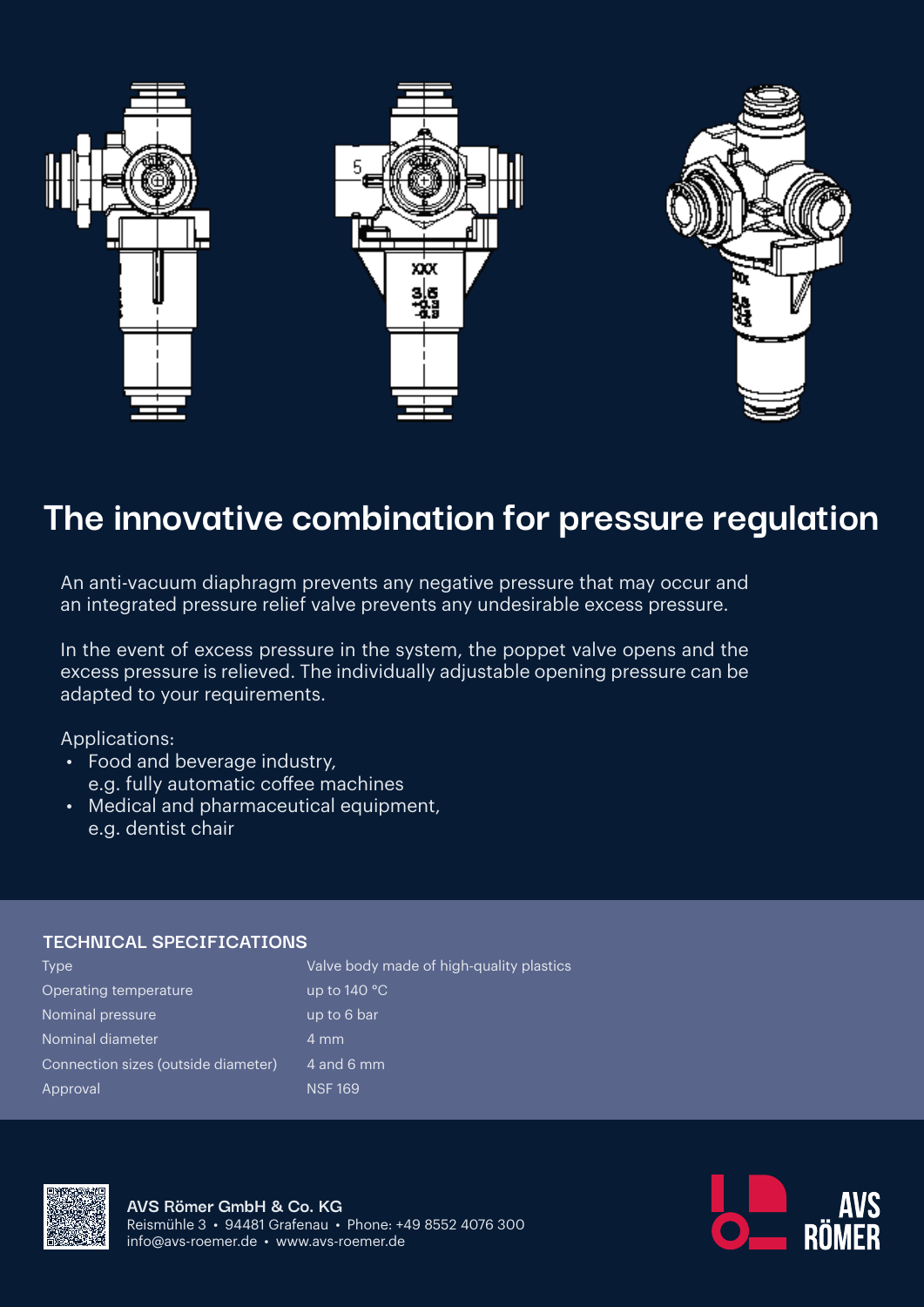# The innovative combination for pressure regulation

An anti-vacuum diaphragm prevents any negative pressure that may occur and an integrated pressure relief valve prevents any undesirable excess pressure.

In the event of excess pressure in the system, the poppet valve opens and the excess pressure is relieved. The individually adjustable opening pressure can be adapted to your requirements.

Applications:

- Food and beverage industry, e.g. fully automatic coffee machines
- Medical and pharmaceutical equipment, e.g. dentist chair

## TECHNICAL SPECIFICATIONS

| | |
|---|---|
| Type | Valve body made of high-quality plastics |
| Operating temperature | up to 140 °C |
| Nominal pressure | up to 6 bar |
| Nominal diameter | 4 mm |
| Connection sizes (outside diameter) | 4 and 6 mm |
| Approval | NSF 169 |

**AVS Römer GmbH & Co. KG**
Reismühle 3 • 94481 Grafenau • Phone: +49 8552 4076 300
info@avs-roemer.de • www.avs-roemer.de

AVS RÖMER